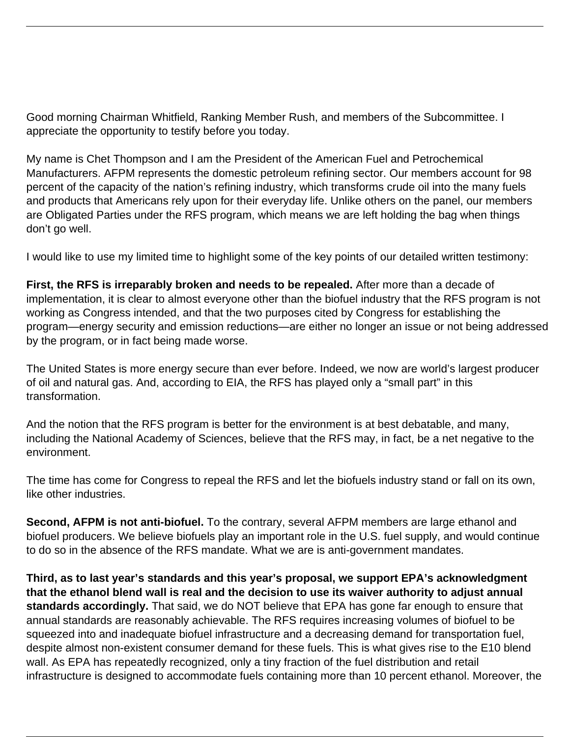Good morning Chairman Whitfield, Ranking Member Rush, and members of the Subcommittee. I appreciate the opportunity to testify before you today.

My name is Chet Thompson and I am the President of the American Fuel and Petrochemical Manufacturers. AFPM represents the domestic petroleum refining sector. Our members account for 98 percent of the capacity of the nation's refining industry, which transforms crude oil into the many fuels and products that Americans rely upon for their everyday life. Unlike others on the panel, our members are Obligated Parties under the RFS program, which means we are left holding the bag when things don't go well.

I would like to use my limited time to highlight some of the key points of our detailed written testimony:

**First, the RFS is irreparably broken and needs to be repealed.** After more than a decade of implementation, it is clear to almost everyone other than the biofuel industry that the RFS program is not working as Congress intended, and that the two purposes cited by Congress for establishing the program—energy security and emission reductions—are either no longer an issue or not being addressed by the program, or in fact being made worse.

The United States is more energy secure than ever before. Indeed, we now are world's largest producer of oil and natural gas. And, according to EIA, the RFS has played only a "small part" in this transformation.

And the notion that the RFS program is better for the environment is at best debatable, and many, including the National Academy of Sciences, believe that the RFS may, in fact, be a net negative to the environment.

The time has come for Congress to repeal the RFS and let the biofuels industry stand or fall on its own, like other industries.

**Second, AFPM is not anti-biofuel.** To the contrary, several AFPM members are large ethanol and biofuel producers. We believe biofuels play an important role in the U.S. fuel supply, and would continue to do so in the absence of the RFS mandate. What we are is anti-government mandates.

**Third, as to last year's standards and this year's proposal, we support EPA's acknowledgment that the ethanol blend wall is real and the decision to use its waiver authority to adjust annual standards accordingly.** That said, we do NOT believe that EPA has gone far enough to ensure that annual standards are reasonably achievable. The RFS requires increasing volumes of biofuel to be squeezed into and inadequate biofuel infrastructure and a decreasing demand for transportation fuel, despite almost non-existent consumer demand for these fuels. This is what gives rise to the E10 blend wall. As EPA has repeatedly recognized, only a tiny fraction of the fuel distribution and retail infrastructure is designed to accommodate fuels containing more than 10 percent ethanol. Moreover, the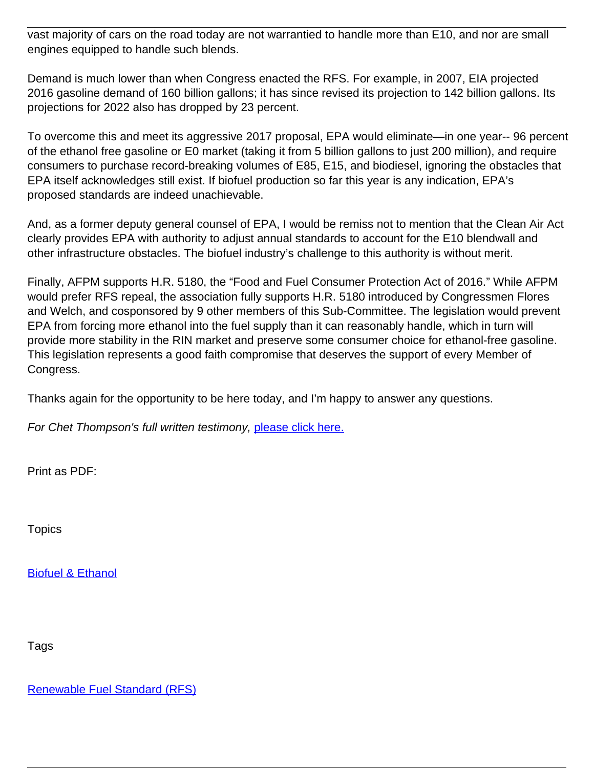vast majority of cars on the road today are not warrantied to handle more than E10, and nor are small engines equipped to handle such blends.

Demand is much lower than when Congress enacted the RFS. For example, in 2007, EIA projected 2016 gasoline demand of 160 billion gallons; it has since revised its projection to 142 billion gallons. Its projections for 2022 also has dropped by 23 percent.

To overcome this and meet its aggressive 2017 proposal, EPA would eliminate—in one year-- 96 percent of the ethanol free gasoline or E0 market (taking it from 5 billion gallons to just 200 million), and require consumers to purchase record-breaking volumes of E85, E15, and biodiesel, ignoring the obstacles that EPA itself acknowledges still exist. If biofuel production so far this year is any indication, EPA's proposed standards are indeed unachievable.

And, as a former deputy general counsel of EPA, I would be remiss not to mention that the Clean Air Act clearly provides EPA with authority to adjust annual standards to account for the E10 blendwall and other infrastructure obstacles. The biofuel industry's challenge to this authority is without merit.

Finally, AFPM supports H.R. 5180, the "Food and Fuel Consumer Protection Act of 2016." While AFPM would prefer RFS repeal, the association fully supports H.R. 5180 introduced by Congressmen Flores and Welch, and cosponsored by 9 other members of this Sub-Committee. The legislation would prevent EPA from forcing more ethanol into the fuel supply than it can reasonably handle, which in turn will provide more stability in the RIN market and preserve some consumer choice for ethanol-free gasoline. This legislation represents a good faith compromise that deserves the support of every Member of Congress.

Thanks again for the opportunity to be here today, and I'm happy to answer any questions.

*For Chet Thompson's full written testimony,* [please click here.]()

Print as PDF:

Topics

[Biofuel & Ethanol]()

Tags

[Renewable Fuel Standard (RFS)]()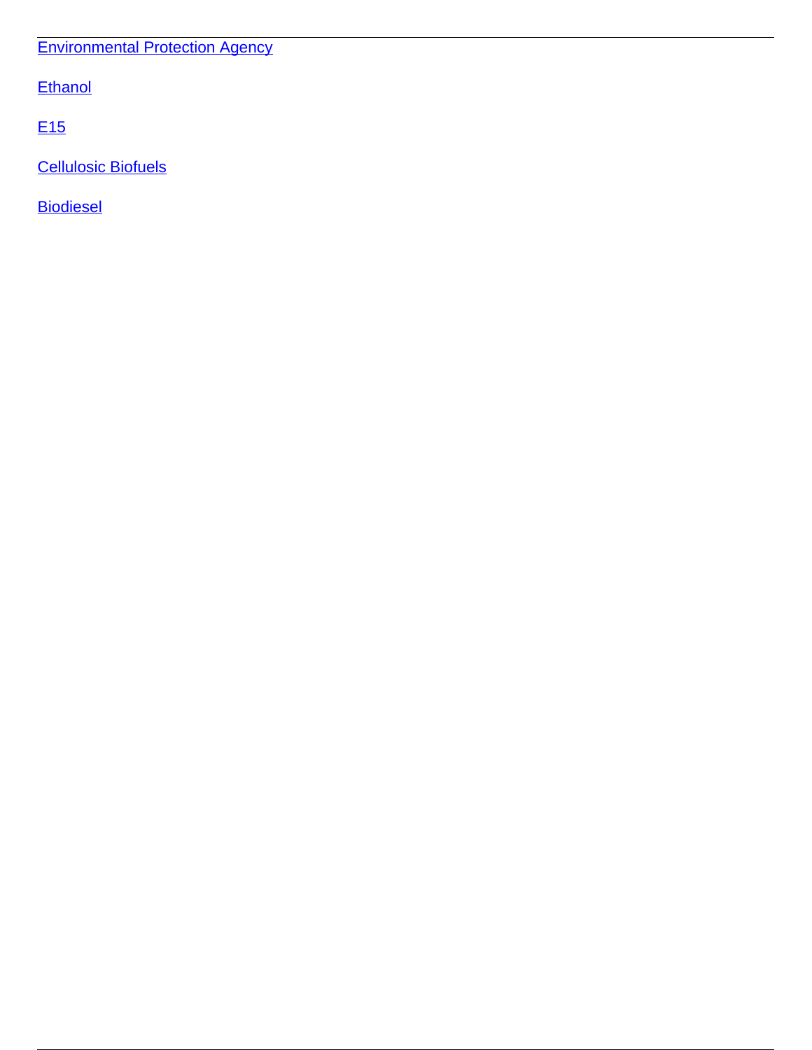Environmental Protection Agency

Ethanol

E15

Cellulosic Biofuels

Biodiesel